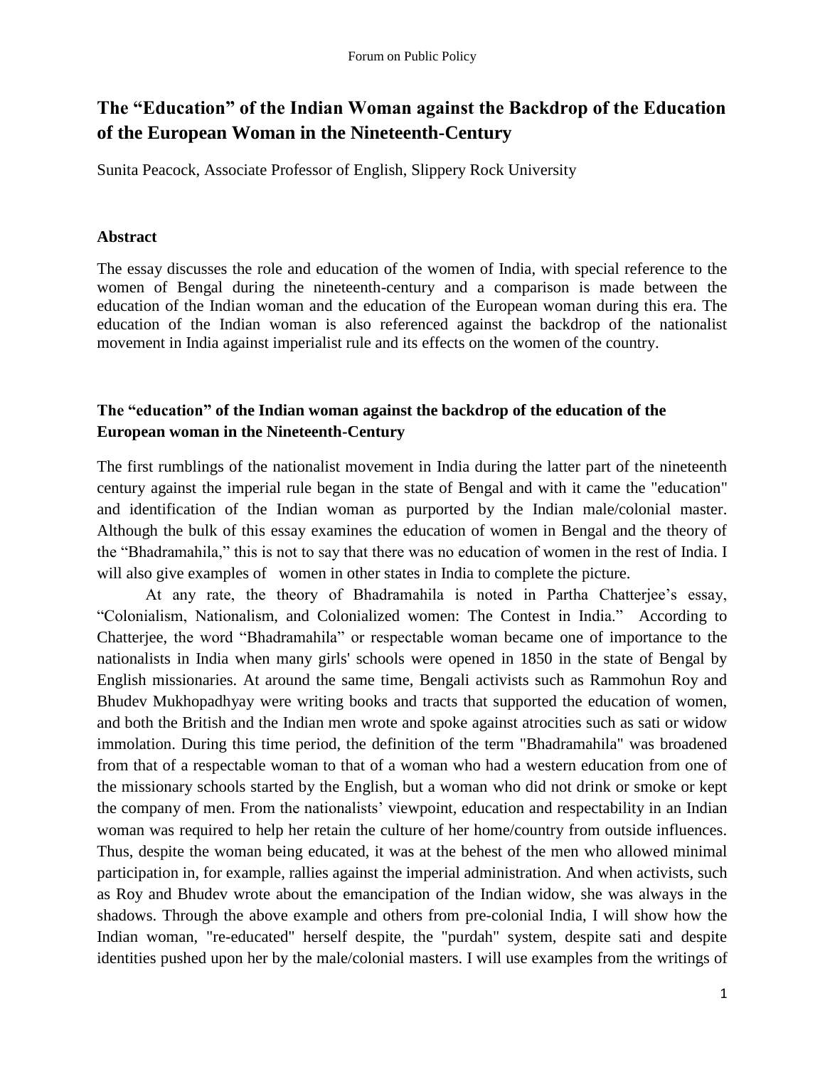# The "Education" of the Indian Woman against the Backdrop of the Education of the European Woman in the Nineteenth-Century

Sunita Peacock, Associate Professor of English, Slippery Rock University

## Abstract

The essay discusses the role and education of the women of India, with special reference to the women of Bengal during the nineteenth-century and a comparison is made between the education of the Indian woman and the education of the European woman during this era. The education of the Indian woman is also referenced against the backdrop of the nationalist movement in India against imperialist rule and its effects on the women of the country.

## The "education" of the Indian woman against the backdrop of the education of the European woman in the Nineteenth-Century

The first rumblings of the nationalist movement in India during the latter part of the nineteenth century against the imperial rule began in the state of Bengal and with it came the "education" and identification of the Indian woman as purported by the Indian male/colonial master. Although the bulk of this essay examines the education of women in Bengal and the theory of the "Bhadramahila," this is not to say that there was no education of women in the rest of India. I will also give examples of women in other states in India to complete the picture.

At any rate, the theory of Bhadramahila is noted in Partha Chatterjee's essay, "Colonialism, Nationalism, and Colonialized women: The Contest in India." According to Chatterjee, the word "Bhadramahila" or respectable woman became one of importance to the nationalists in India when many girls' schools were opened in 1850 in the state of Bengal by English missionaries. At around the same time, Bengali activists such as Rammohun Roy and Bhudev Mukhopadhyay were writing books and tracts that supported the education of women, and both the British and the Indian men wrote and spoke against atrocities such as sati or widow immolation. During this time period, the definition of the term "Bhadramahila" was broadened from that of a respectable woman to that of a woman who had a western education from one of the missionary schools started by the English, but a woman who did not drink or smoke or kept the company of men. From the nationalists' viewpoint, education and respectability in an Indian woman was required to help her retain the culture of her home/country from outside influences. Thus, despite the woman being educated, it was at the behest of the men who allowed minimal participation in, for example, rallies against the imperial administration. And when activists, such as Roy and Bhudev wrote about the emancipation of the Indian widow, she was always in the shadows. Through the above example and others from pre-colonial India, I will show how the Indian woman, "re-educated" herself despite, the "purdah" system, despite sati and despite identities pushed upon her by the male/colonial masters. I will use examples from the writings of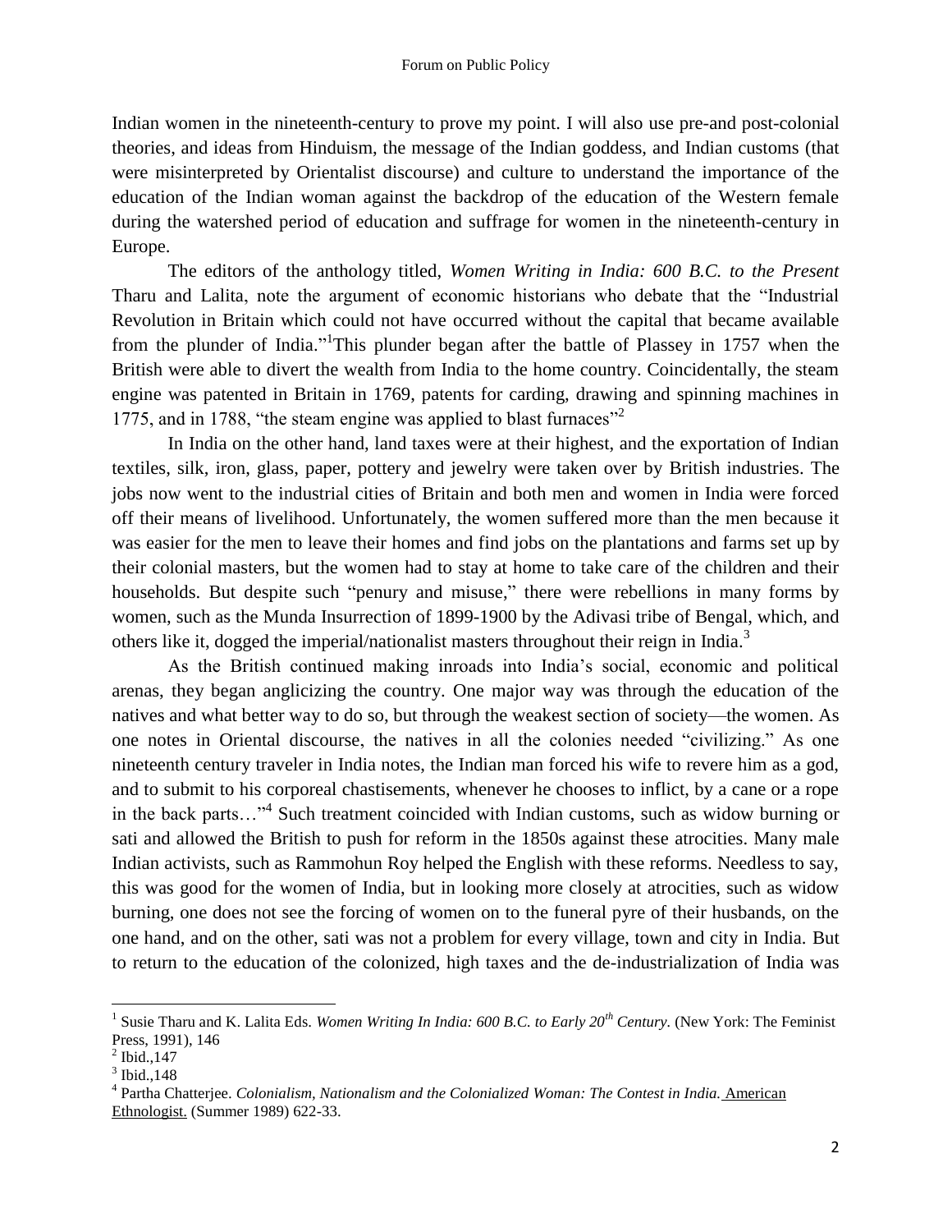Indian women in the nineteenth-century to prove my point. I will also use pre-and post-colonial theories, and ideas from Hinduism, the message of the Indian goddess, and Indian customs (that were misinterpreted by Orientalist discourse) and culture to understand the importance of the education of the Indian woman against the backdrop of the education of the Western female during the watershed period of education and suffrage for women in the nineteenth-century in Europe.

The editors of the anthology titled, *Women Writing in India: 600 B.C. to the Present* Tharu and Lalita, note the argument of economic historians who debate that the "Industrial Revolution in Britain which could not have occurred without the capital that became available from the plunder of India."[1]This plunder began after the battle of Plassey in 1757 when the British were able to divert the wealth from India to the home country. Coincidentally, the steam engine was patented in Britain in 1769, patents for carding, drawing and spinning machines in 1775, and in 1788, "the steam engine was applied to blast furnaces"[2]

In India on the other hand, land taxes were at their highest, and the exportation of Indian textiles, silk, iron, glass, paper, pottery and jewelry were taken over by British industries. The jobs now went to the industrial cities of Britain and both men and women in India were forced off their means of livelihood. Unfortunately, the women suffered more than the men because it was easier for the men to leave their homes and find jobs on the plantations and farms set up by their colonial masters, but the women had to stay at home to take care of the children and their households. But despite such "penury and misuse," there were rebellions in many forms by women, such as the Munda Insurrection of 1899-1900 by the Adivasi tribe of Bengal, which, and others like it, dogged the imperial/nationalist masters throughout their reign in India.[3]

As the British continued making inroads into India's social, economic and political arenas, they began anglicizing the country. One major way was through the education of the natives and what better way to do so, but through the weakest section of society—the women. As one notes in Oriental discourse, the natives in all the colonies needed "civilizing." As one nineteenth century traveler in India notes, the Indian man forced his wife to revere him as a god, and to submit to his corporeal chastisements, whenever he chooses to inflict, by a cane or a rope in the back parts…"[4] Such treatment coincided with Indian customs, such as widow burning or sati and allowed the British to push for reform in the 1850s against these atrocities. Many male Indian activists, such as Rammohun Roy helped the English with these reforms. Needless to say, this was good for the women of India, but in looking more closely at atrocities, such as widow burning, one does not see the forcing of women on to the funeral pyre of their husbands, on the one hand, and on the other, sati was not a problem for every village, town and city in India. But to return to the education of the colonized, high taxes and the de-industrialization of India was

---

[1] Susie Tharu and K. Lalita Eds. *Women Writing In India: 600 B.C. to Early 20th Century.* (New York: The Feminist Press, 1991), 146

[2] Ibid.,147

[3] Ibid.,148

[4] Partha Chatterjee. *Colonialism, Nationalism and the Colonialized Woman: The Contest in India.* American Ethnologist. (Summer 1989) 622-33.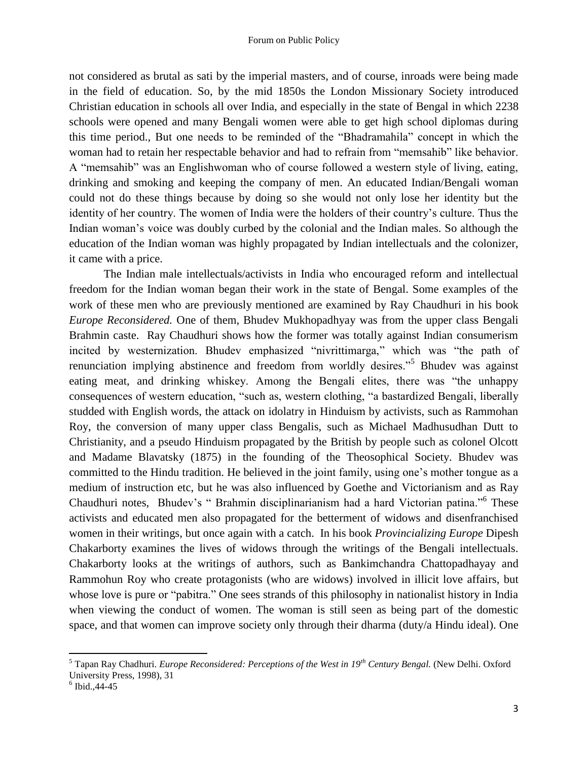not considered as brutal as sati by the imperial masters, and of course, inroads were being made in the field of education. So, by the mid 1850s the London Missionary Society introduced Christian education in schools all over India, and especially in the state of Bengal in which 2238 schools were opened and many Bengali women were able to get high school diplomas during this time period., But one needs to be reminded of the "Bhadramahila" concept in which the woman had to retain her respectable behavior and had to refrain from "memsahib" like behavior. A "memsahib" was an Englishwoman who of course followed a western style of living, eating, drinking and smoking and keeping the company of men. An educated Indian/Bengali woman could not do these things because by doing so she would not only lose her identity but the identity of her country. The women of India were the holders of their country's culture. Thus the Indian woman's voice was doubly curbed by the colonial and the Indian males. So although the education of the Indian woman was highly propagated by Indian intellectuals and the colonizer, it came with a price.

The Indian male intellectuals/activists in India who encouraged reform and intellectual freedom for the Indian woman began their work in the state of Bengal. Some examples of the work of these men who are previously mentioned are examined by Ray Chaudhuri in his book *Europe Reconsidered.* One of them, Bhudev Mukhopadhyay was from the upper class Bengali Brahmin caste. Ray Chaudhuri shows how the former was totally against Indian consumerism incited by westernization. Bhudev emphasized "nivrittimarga," which was "the path of renunciation implying abstinence and freedom from worldly desires."[5] Bhudev was against eating meat, and drinking whiskey. Among the Bengali elites, there was "the unhappy consequences of western education, "such as, western clothing, "a bastardized Bengali, liberally studded with English words, the attack on idolatry in Hinduism by activists, such as Rammohan Roy, the conversion of many upper class Bengalis, such as Michael Madhusudhan Dutt to Christianity, and a pseudo Hinduism propagated by the British by people such as colonel Olcott and Madame Blavatsky (1875) in the founding of the Theosophical Society. Bhudev was committed to the Hindu tradition. He believed in the joint family, using one's mother tongue as a medium of instruction etc, but he was also influenced by Goethe and Victorianism and as Ray Chaudhuri notes, Bhudev's " Brahmin disciplinarianism had a hard Victorian patina."[6] These activists and educated men also propagated for the betterment of widows and disenfranchised women in their writings, but once again with a catch. In his book *Provincializing Europe* Dipesh Chakarborty examines the lives of widows through the writings of the Bengali intellectuals. Chakarborty looks at the writings of authors, such as Bankimchandra Chattopadhayay and Rammohun Roy who create protagonists (who are widows) involved in illicit love affairs, but whose love is pure or "pabitra." One sees strands of this philosophy in nationalist history in India when viewing the conduct of women. The woman is still seen as being part of the domestic space, and that women can improve society only through their dharma (duty/a Hindu ideal). One

---

[5] Tapan Ray Chadhuri. *Europe Reconsidered: Perceptions of the West in 19th Century Bengal.* (New Delhi. Oxford University Press, 1998), 31

[6] Ibid.,44-45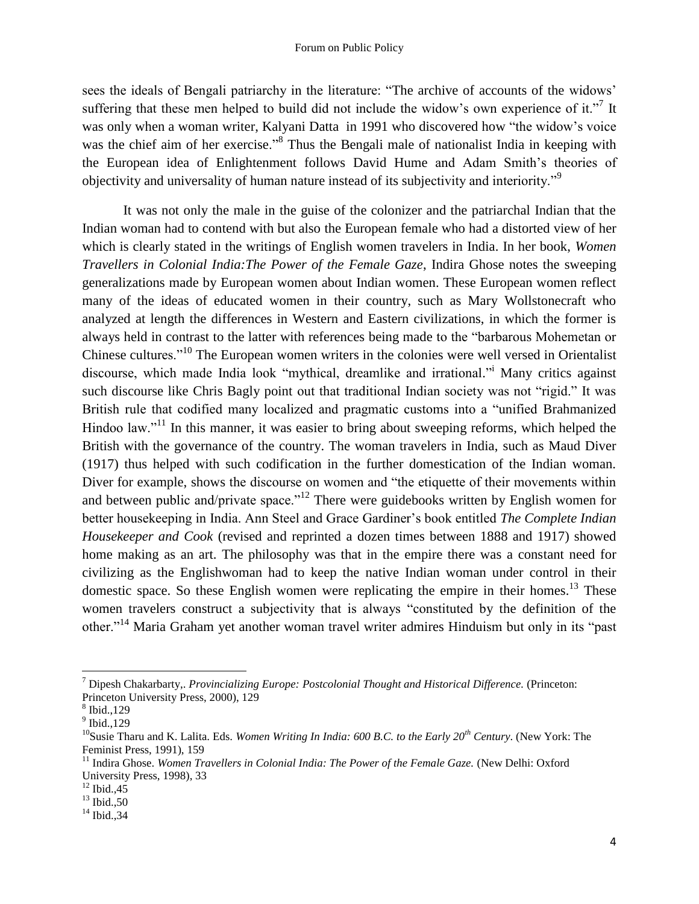sees the ideals of Bengali patriarchy in the literature: "The archive of accounts of the widows' suffering that these men helped to build did not include the widow's own experience of it."[7] It was only when a woman writer, Kalyani Datta in 1991 who discovered how "the widow's voice was the chief aim of her exercise."[8] Thus the Bengali male of nationalist India in keeping with the European idea of Enlightenment follows David Hume and Adam Smith's theories of objectivity and universality of human nature instead of its subjectivity and interiority."[9]

It was not only the male in the guise of the colonizer and the patriarchal Indian that the Indian woman had to contend with but also the European female who had a distorted view of her which is clearly stated in the writings of English women travelers in India. In her book, *Women Travellers in Colonial India:The Power of the Female Gaze*, Indira Ghose notes the sweeping generalizations made by European women about Indian women. These European women reflect many of the ideas of educated women in their country, such as Mary Wollstonecraft who analyzed at length the differences in Western and Eastern civilizations, in which the former is always held in contrast to the latter with references being made to the "barbarous Mohemetan or Chinese cultures."[10] The European women writers in the colonies were well versed in Orientalist discourse, which made India look "mythical, dreamlike and irrational."[i] Many critics against such discourse like Chris Bagly point out that traditional Indian society was not "rigid." It was British rule that codified many localized and pragmatic customs into a "unified Brahmanized Hindoo law."[11] In this manner, it was easier to bring about sweeping reforms, which helped the British with the governance of the country. The woman travelers in India, such as Maud Diver (1917) thus helped with such codification in the further domestication of the Indian woman. Diver for example, shows the discourse on women and "the etiquette of their movements within and between public and/private space."[12] There were guidebooks written by English women for better housekeeping in India. Ann Steel and Grace Gardiner's book entitled *The Complete Indian Housekeeper and Cook* (revised and reprinted a dozen times between 1888 and 1917) showed home making as an art. The philosophy was that in the empire there was a constant need for civilizing as the Englishwoman had to keep the native Indian woman under control in their domestic space. So these English women were replicating the empire in their homes.[13] These women travelers construct a subjectivity that is always "constituted by the definition of the other."[14] Maria Graham yet another woman travel writer admires Hinduism but only in its "past

---

[7] Dipesh Chakarbarty,. *Provincializing Europe: Postcolonial Thought and Historical Difference.* (Princeton: Princeton University Press, 2000), 129

[8] Ibid.,129

[9] Ibid.,129

[10] Susie Tharu and K. Lalita. Eds. *Women Writing In India: 600 B.C. to the Early 20th Century*. (New York: The Feminist Press, 1991), 159

[11] Indira Ghose. *Women Travellers in Colonial India: The Power of the Female Gaze.* (New Delhi: Oxford University Press, 1998), 33

[12] Ibid.,45

[13] Ibid.,50

[14] Ibid.,34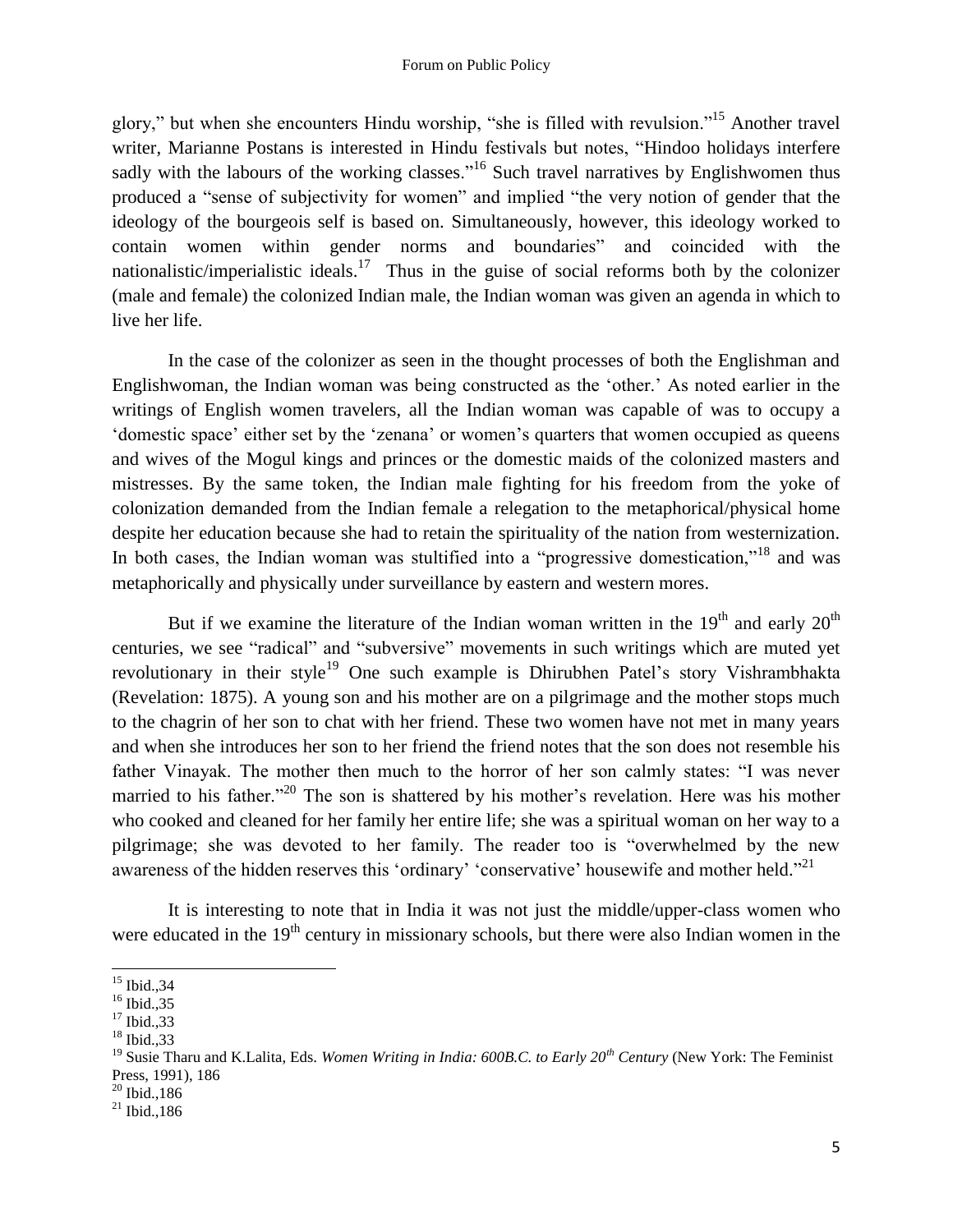glory," but when she encounters Hindu worship, "she is filled with revulsion."[15] Another travel writer, Marianne Postans is interested in Hindu festivals but notes, "Hindoo holidays interfere sadly with the labours of the working classes."[16] Such travel narratives by Englishwomen thus produced a "sense of subjectivity for women" and implied "the very notion of gender that the ideology of the bourgeois self is based on. Simultaneously, however, this ideology worked to contain women within gender norms and boundaries" and coincided with the nationalistic/imperialistic ideals.[17] Thus in the guise of social reforms both by the colonizer (male and female) the colonized Indian male, the Indian woman was given an agenda in which to live her life.

In the case of the colonizer as seen in the thought processes of both the Englishman and Englishwoman, the Indian woman was being constructed as the 'other.' As noted earlier in the writings of English women travelers, all the Indian woman was capable of was to occupy a 'domestic space' either set by the 'zenana' or women's quarters that women occupied as queens and wives of the Mogul kings and princes or the domestic maids of the colonized masters and mistresses. By the same token, the Indian male fighting for his freedom from the yoke of colonization demanded from the Indian female a relegation to the metaphorical/physical home despite her education because she had to retain the spirituality of the nation from westernization. In both cases, the Indian woman was stultified into a "progressive domestication,"[18] and was metaphorically and physically under surveillance by eastern and western mores.

But if we examine the literature of the Indian woman written in the 19th and early 20th centuries, we see "radical" and "subversive" movements in such writings which are muted yet revolutionary in their style[19] One such example is Dhirubhen Patel's story Vishrambhakta (Revelation: 1875). A young son and his mother are on a pilgrimage and the mother stops much to the chagrin of her son to chat with her friend. These two women have not met in many years and when she introduces her son to her friend the friend notes that the son does not resemble his father Vinayak. The mother then much to the horror of her son calmly states: "I was never married to his father."[20] The son is shattered by his mother's revelation. Here was his mother who cooked and cleaned for her family her entire life; she was a spiritual woman on her way to a pilgrimage; she was devoted to her family. The reader too is "overwhelmed by the new awareness of the hidden reserves this 'ordinary' 'conservative' housewife and mother held."[21]

It is interesting to note that in India it was not just the middle/upper-class women who were educated in the 19th century in missionary schools, but there were also Indian women in the

---

[15] Ibid.,34

[16] Ibid.,35

[17] Ibid.,33

[18] Ibid.,33

[19] Susie Tharu and K.Lalita, Eds. *Women Writing in India: 600B.C. to Early 20th Century* (New York: The Feminist Press, 1991), 186

[20] Ibid.,186

[21] Ibid.,186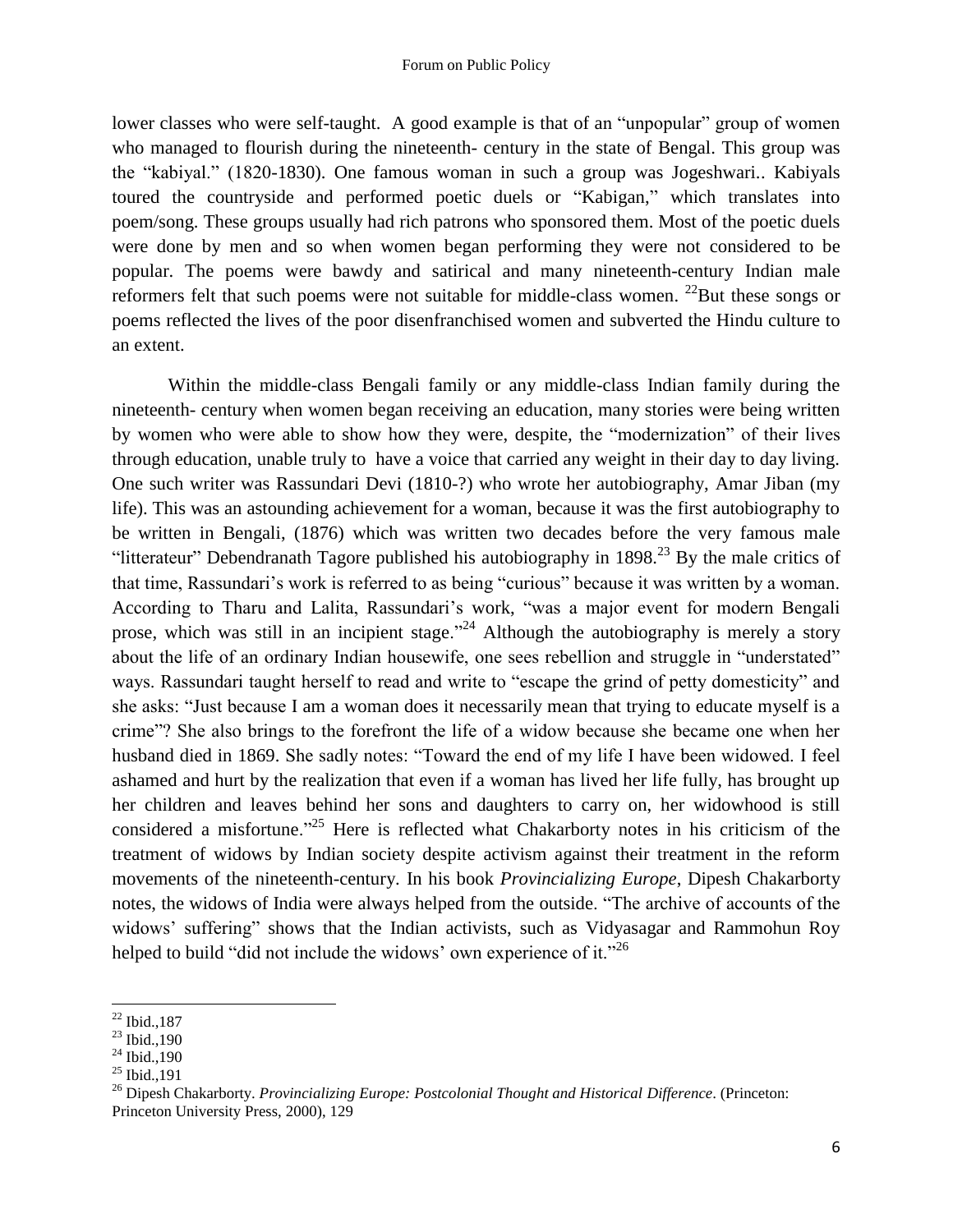lower classes who were self-taught. A good example is that of an "unpopular" group of women who managed to flourish during the nineteenth- century in the state of Bengal. This group was the "kabiyal." (1820-1830). One famous woman in such a group was Jogeshwari.. Kabiyals toured the countryside and performed poetic duels or "Kabigan," which translates into poem/song. These groups usually had rich patrons who sponsored them. Most of the poetic duels were done by men and so when women began performing they were not considered to be popular. The poems were bawdy and satirical and many nineteenth-century Indian male reformers felt that such poems were not suitable for middle-class women. [22]But these songs or poems reflected the lives of the poor disenfranchised women and subverted the Hindu culture to an extent.

Within the middle-class Bengali family or any middle-class Indian family during the nineteenth- century when women began receiving an education, many stories were being written by women who were able to show how they were, despite, the "modernization" of their lives through education, unable truly to have a voice that carried any weight in their day to day living. One such writer was Rassundari Devi (1810-?) who wrote her autobiography, Amar Jiban (my life). This was an astounding achievement for a woman, because it was the first autobiography to be written in Bengali, (1876) which was written two decades before the very famous male "litterateur" Debendranath Tagore published his autobiography in 1898.[23] By the male critics of that time, Rassundari's work is referred to as being "curious" because it was written by a woman. According to Tharu and Lalita, Rassundari's work, "was a major event for modern Bengali prose, which was still in an incipient stage."[24] Although the autobiography is merely a story about the life of an ordinary Indian housewife, one sees rebellion and struggle in "understated" ways. Rassundari taught herself to read and write to "escape the grind of petty domesticity" and she asks: "Just because I am a woman does it necessarily mean that trying to educate myself is a crime"? She also brings to the forefront the life of a widow because she became one when her husband died in 1869. She sadly notes: "Toward the end of my life I have been widowed. I feel ashamed and hurt by the realization that even if a woman has lived her life fully, has brought up her children and leaves behind her sons and daughters to carry on, her widowhood is still considered a misfortune."[25] Here is reflected what Chakarborty notes in his criticism of the treatment of widows by Indian society despite activism against their treatment in the reform movements of the nineteenth-century. In his book *Provincializing Europe*, Dipesh Chakarborty notes, the widows of India were always helped from the outside. "The archive of accounts of the widows' suffering" shows that the Indian activists, such as Vidyasagar and Rammohun Roy helped to build "did not include the widows' own experience of it."[26]

---

[22] Ibid.,187
[23] Ibid.,190
[24] Ibid.,190
[25] Ibid.,191
[26] Dipesh Chakarborty. *Provincializing Europe: Postcolonial Thought and Historical Difference*. (Princeton: Princeton University Press, 2000), 129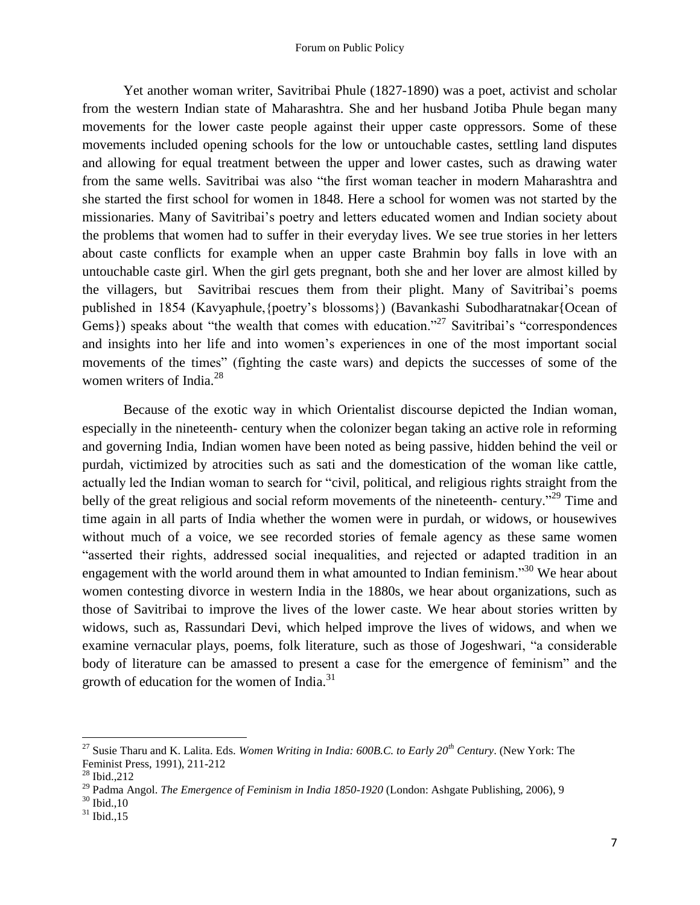Yet another woman writer, Savitribai Phule (1827-1890) was a poet, activist and scholar from the western Indian state of Maharashtra. She and her husband Jotiba Phule began many movements for the lower caste people against their upper caste oppressors. Some of these movements included opening schools for the low or untouchable castes, settling land disputes and allowing for equal treatment between the upper and lower castes, such as drawing water from the same wells. Savitribai was also "the first woman teacher in modern Maharashtra and she started the first school for women in 1848. Here a school for women was not started by the missionaries. Many of Savitribai's poetry and letters educated women and Indian society about the problems that women had to suffer in their everyday lives. We see true stories in her letters about caste conflicts for example when an upper caste Brahmin boy falls in love with an untouchable caste girl. When the girl gets pregnant, both she and her lover are almost killed by the villagers, but Savitribai rescues them from their plight. Many of Savitribai's poems published in 1854 (Kavyaphule,{poetry's blossoms}) (Bavankashi Subodharatnakar{Ocean of Gems}) speaks about "the wealth that comes with education."[27] Savitribai's "correspondences and insights into her life and into women's experiences in one of the most important social movements of the times" (fighting the caste wars) and depicts the successes of some of the women writers of India.[28]

Because of the exotic way in which Orientalist discourse depicted the Indian woman, especially in the nineteenth- century when the colonizer began taking an active role in reforming and governing India, Indian women have been noted as being passive, hidden behind the veil or purdah, victimized by atrocities such as sati and the domestication of the woman like cattle, actually led the Indian woman to search for "civil, political, and religious rights straight from the belly of the great religious and social reform movements of the nineteenth- century."[29] Time and time again in all parts of India whether the women were in purdah, or widows, or housewives without much of a voice, we see recorded stories of female agency as these same women "asserted their rights, addressed social inequalities, and rejected or adapted tradition in an engagement with the world around them in what amounted to Indian feminism."[30] We hear about women contesting divorce in western India in the 1880s, we hear about organizations, such as those of Savitribai to improve the lives of the lower caste. We hear about stories written by widows, such as, Rassundari Devi, which helped improve the lives of widows, and when we examine vernacular plays, poems, folk literature, such as those of Jogeshwari, "a considerable body of literature can be amassed to present a case for the emergence of feminism" and the growth of education for the women of India.[31]

---

[27] Susie Tharu and K. Lalita. Eds. *Women Writing in India: 600B.C. to Early 20th Century*. (New York: The Feminist Press, 1991), 211-212

[28] Ibid.,212

[29] Padma Angol. *The Emergence of Feminism in India 1850-1920* (London: Ashgate Publishing, 2006), 9

[30] Ibid.,10

[31] Ibid.,15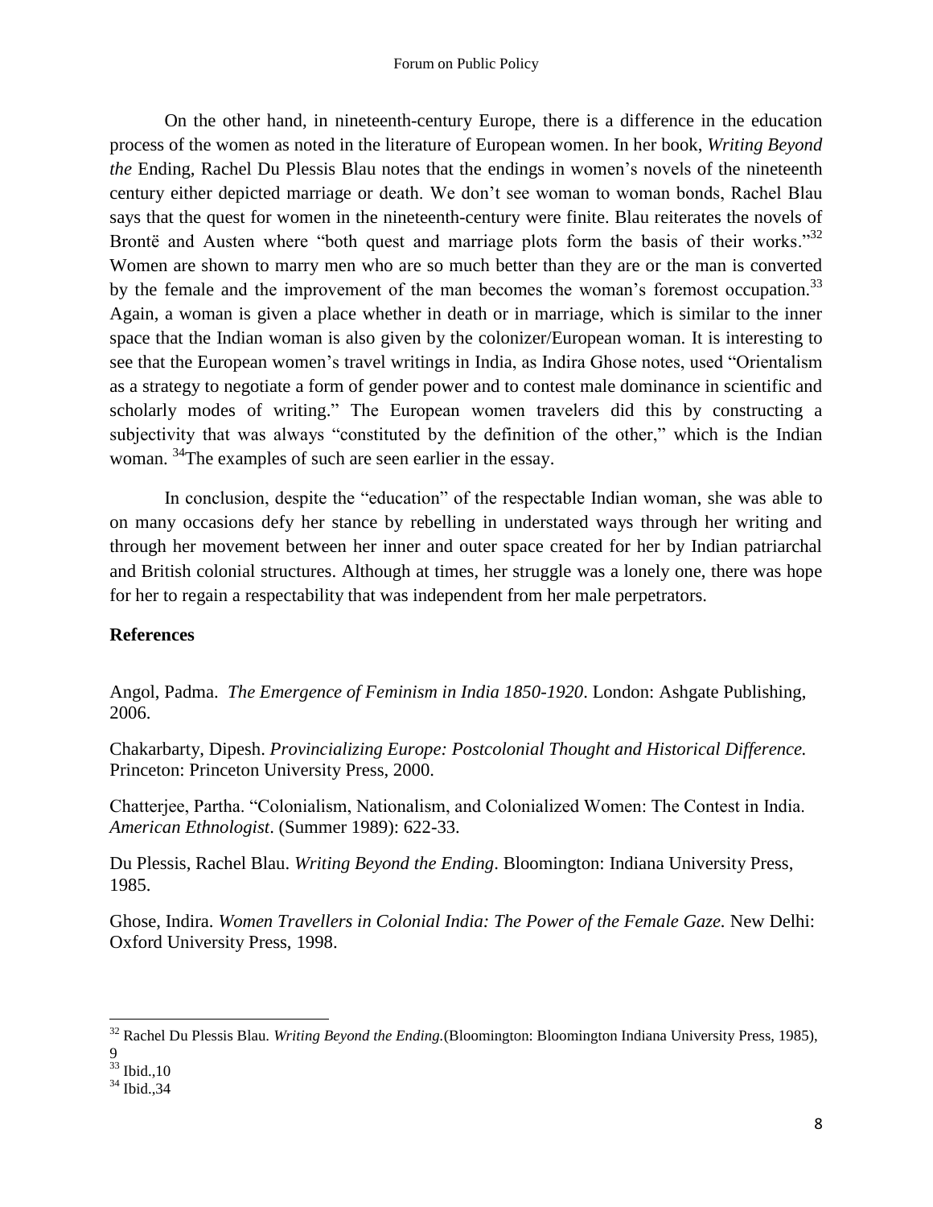On the other hand, in nineteenth-century Europe, there is a difference in the education process of the women as noted in the literature of European women. In her book, *Writing Beyond the* Ending, Rachel Du Plessis Blau notes that the endings in women's novels of the nineteenth century either depicted marriage or death. We don't see woman to woman bonds, Rachel Blau says that the quest for women in the nineteenth-century were finite. Blau reiterates the novels of Brontë and Austen where "both quest and marriage plots form the basis of their works."[32] Women are shown to marry men who are so much better than they are or the man is converted by the female and the improvement of the man becomes the woman's foremost occupation.[33] Again, a woman is given a place whether in death or in marriage, which is similar to the inner space that the Indian woman is also given by the colonizer/European woman. It is interesting to see that the European women's travel writings in India, as Indira Ghose notes, used "Orientalism as a strategy to negotiate a form of gender power and to contest male dominance in scientific and scholarly modes of writing." The European women travelers did this by constructing a subjectivity that was always "constituted by the definition of the other," which is the Indian woman. [34]The examples of such are seen earlier in the essay.

In conclusion, despite the "education" of the respectable Indian woman, she was able to on many occasions defy her stance by rebelling in understated ways through her writing and through her movement between her inner and outer space created for her by Indian patriarchal and British colonial structures. Although at times, her struggle was a lonely one, there was hope for her to regain a respectability that was independent from her male perpetrators.

## References

Angol, Padma. *The Emergence of Feminism in India 1850-1920*. London: Ashgate Publishing, 2006.

Chakarbarty, Dipesh. *Provincializing Europe: Postcolonial Thought and Historical Difference.* Princeton: Princeton University Press, 2000.

Chatterjee, Partha. "Colonialism, Nationalism, and Colonialized Women: The Contest in India. *American Ethnologist*. (Summer 1989): 622-33.

Du Plessis, Rachel Blau. *Writing Beyond the Ending*. Bloomington: Indiana University Press, 1985.

Ghose, Indira. *Women Travellers in Colonial India: The Power of the Female Gaze.* New Delhi: Oxford University Press, 1998.

---

[32] Rachel Du Plessis Blau. *Writing Beyond the Ending.*(Bloomington: Bloomington Indiana University Press, 1985), 9

[33] Ibid.,10

[34] Ibid.,34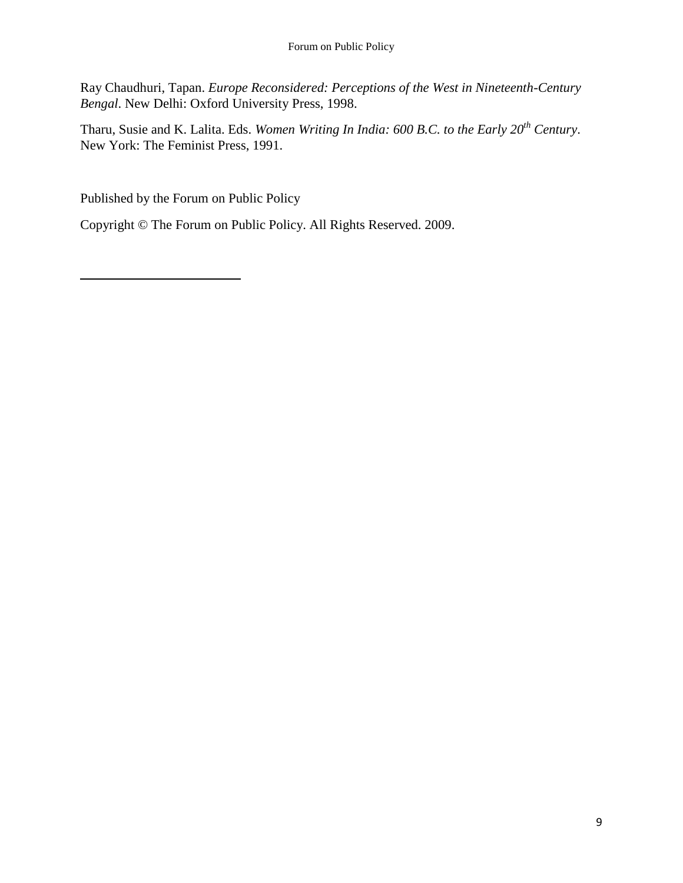Ray Chaudhuri, Tapan. *Europe Reconsidered: Perceptions of the West in Nineteenth-Century Bengal*. New Delhi: Oxford University Press, 1998.

Tharu, Susie and K. Lalita. Eds. *Women Writing In India: 600 B.C. to the Early 20th Century*. New York: The Feminist Press, 1991.

Published by the Forum on Public Policy

Copyright © The Forum on Public Policy. All Rights Reserved. 2009.